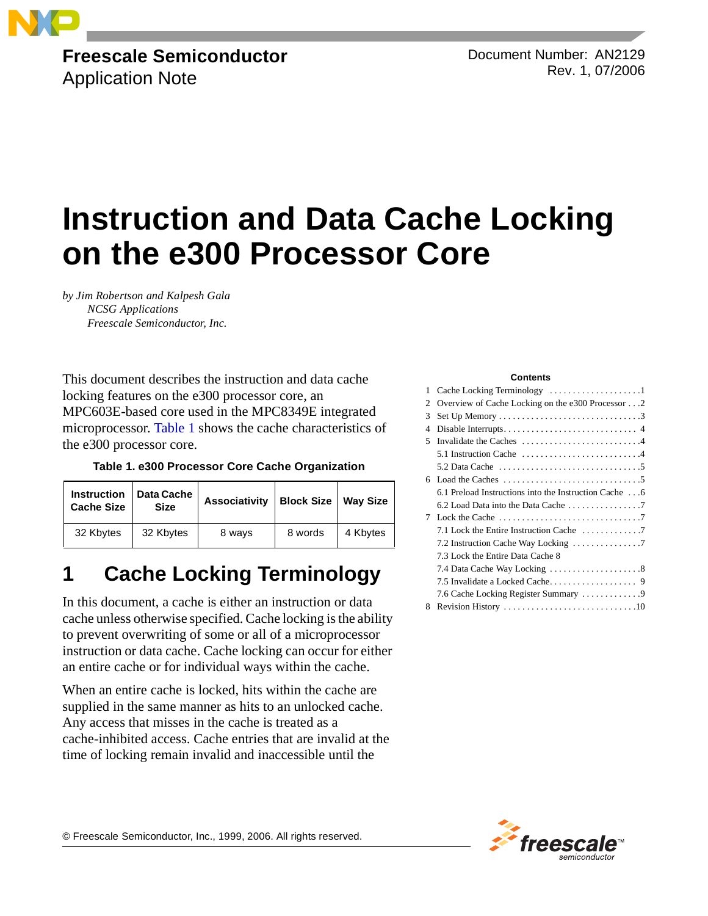Freescale Semiconductor
Application Note

Document Number: AN2129
Rev. 1, 07/2006

# Instruction and Data Cache Locking on the e300 Processor Core

*by Jim Robertson and Kalpesh Gala*
*NCSG Applications*
*Freescale Semiconductor, Inc.*

This document describes the instruction and data cache locking features on the e300 processor core, an MPC603E-based core used in the MPC8349E integrated microprocessor. Table 1 shows the cache characteristics of the e300 processor core.

**Table 1. e300 Processor Core Cache Organization**

| Instruction Cache Size | Data Cache Size | Associativity | Block Size | Way Size |
|---|---|---|---|---|
| 32 Kbytes | 32 Kbytes | 8 ways | 8 words | 4 Kbytes |

**Contents**

1 Cache Locking Terminology . . . 1
2 Overview of Cache Locking on the e300 Processor . . . 2
3 Set Up Memory . . . 3
4 Disable Interrupts . . . 4
5 Invalidate the Caches . . . 4
  5.1 Instruction Cache . . . 4
  5.2 Data Cache . . . 5
6 Load the Caches . . . 5
  6.1 Preload Instructions into the Instruction Cache . . . 6
  6.2 Load Data into the Data Cache . . . 7
7 Lock the Cache . . . 7
  7.1 Lock the Entire Instruction Cache . . . 7
  7.2 Instruction Cache Way Locking . . . 7
  7.3 Lock the Entire Data Cache 8
  7.4 Data Cache Way Locking . . . 8
  7.5 Invalidate a Locked Cache . . . 9
  7.6 Cache Locking Register Summary . . . 9
8 Revision History . . . 10

## 1 Cache Locking Terminology

In this document, a cache is either an instruction or data cache unless otherwise specified. Cache locking is the ability to prevent overwriting of some or all of a microprocessor instruction or data cache. Cache locking can occur for either an entire cache or for individual ways within the cache.

When an entire cache is locked, hits within the cache are supplied in the same manner as hits to an unlocked cache. Any access that misses in the cache is treated as a cache-inhibited access. Cache entries that are invalid at the time of locking remain invalid and inaccessible until the

© Freescale Semiconductor, Inc., 1999, 2006. All rights reserved.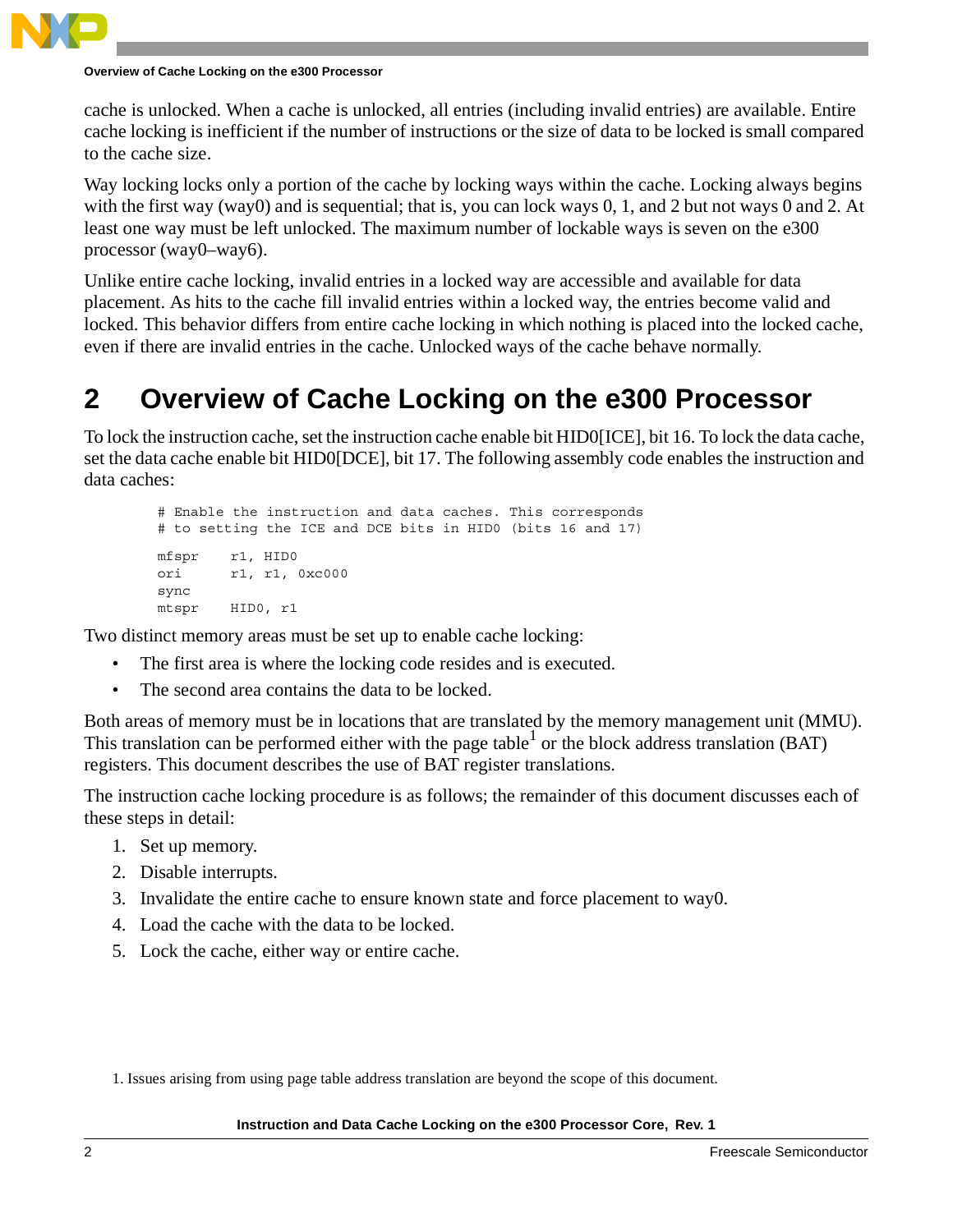cache is unlocked. When a cache is unlocked, all entries (including invalid entries) are available. Entire cache locking is inefficient if the number of instructions or the size of data to be locked is small compared to the cache size.

Way locking locks only a portion of the cache by locking ways within the cache. Locking always begins with the first way (way0) and is sequential; that is, you can lock ways 0, 1, and 2 but not ways 0 and 2. At least one way must be left unlocked. The maximum number of lockable ways is seven on the e300 processor (way0–way6).

Unlike entire cache locking, invalid entries in a locked way are accessible and available for data placement. As hits to the cache fill invalid entries within a locked way, the entries become valid and locked. This behavior differs from entire cache locking in which nothing is placed into the locked cache, even if there are invalid entries in the cache. Unlocked ways of the cache behave normally.

# 2 Overview of Cache Locking on the e300 Processor

To lock the instruction cache, set the instruction cache enable bit HID0[ICE], bit 16. To lock the data cache, set the data cache enable bit HID0[DCE], bit 17. The following assembly code enables the instruction and data caches:

```
# Enable the instruction and data caches. This corresponds
# to setting the ICE and DCE bits in HID0 (bits 16 and 17)

mfspr    r1, HID0
ori      r1, r1, 0xc000
sync
mtspr    HID0, r1
```

Two distinct memory areas must be set up to enable cache locking:

- The first area is where the locking code resides and is executed.
- The second area contains the data to be locked.

Both areas of memory must be in locations that are translated by the memory management unit (MMU). This translation can be performed either with the page table[1] or the block address translation (BAT) registers. This document describes the use of BAT register translations.

The instruction cache locking procedure is as follows; the remainder of this document discusses each of these steps in detail:

1. Set up memory.
2. Disable interrupts.
3. Invalidate the entire cache to ensure known state and force placement to way0.
4. Load the cache with the data to be locked.
5. Lock the cache, either way or entire cache.

1. Issues arising from using page table address translation are beyond the scope of this document.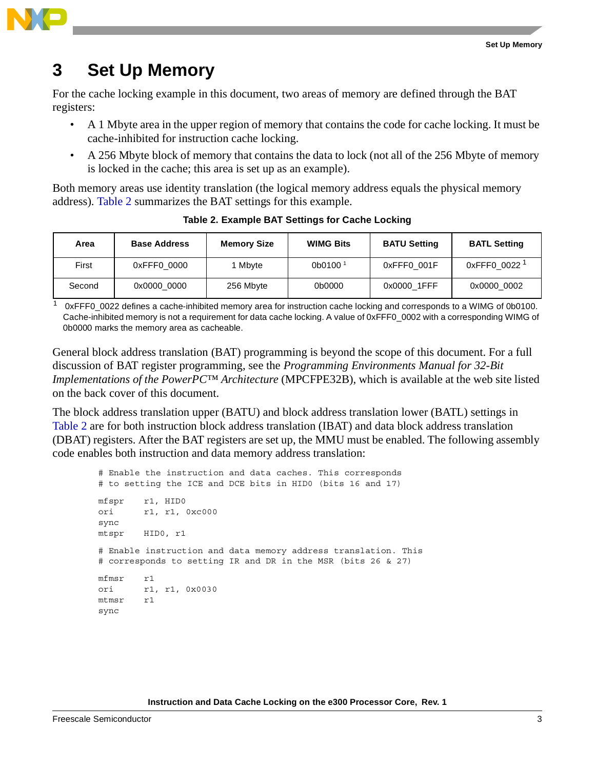# 3 Set Up Memory

For the cache locking example in this document, two areas of memory are defined through the BAT registers:

- A 1 Mbyte area in the upper region of memory that contains the code for cache locking. It must be cache-inhibited for instruction cache locking.
- A 256 Mbyte block of memory that contains the data to lock (not all of the 256 Mbyte of memory is locked in the cache; this area is set up as an example).

Both memory areas use identity translation (the logical memory address equals the physical memory address). Table 2 summarizes the BAT settings for this example.

**Table 2. Example BAT Settings for Cache Locking**

| Area | Base Address | Memory Size | WIMG Bits | BATU Setting | BATL Setting |
|---|---|---|---|---|---|
| First | 0xFFF0_0000 | 1 Mbyte | 0b0100 [1] | 0xFFF0_001F | 0xFFF0_0022 [1] |
| Second | 0x0000_0000 | 256 Mbyte | 0b0000 | 0x0000_1FFF | 0x0000_0002 |

[1] 0xFFF0_0022 defines a cache-inhibited memory area for instruction cache locking and corresponds to a WIMG of 0b0100. Cache-inhibited memory is not a requirement for data cache locking. A value of 0xFFF0_0002 with a corresponding WIMG of 0b0000 marks the memory area as cacheable.

General block address translation (BAT) programming is beyond the scope of this document. For a full discussion of BAT register programming, see the *Programming Environments Manual for 32-Bit Implementations of the PowerPC™ Architecture* (MPCFPE32B), which is available at the web site listed on the back cover of this document.

The block address translation upper (BATU) and block address translation lower (BATL) settings in Table 2 are for both instruction block address translation (IBAT) and data block address translation (DBAT) registers. After the BAT registers are set up, the MMU must be enabled. The following assembly code enables both instruction and data memory address translation:

```
# Enable the instruction and data caches. This corresponds
# to setting the ICE and DCE bits in HID0 (bits 16 and 17)

mfspr    r1, HID0
ori      r1, r1, 0xc000
sync
mtspr    HID0, r1

# Enable instruction and data memory address translation. This
# corresponds to setting IR and DR in the MSR (bits 26 & 27)

mfmsr    r1
ori      r1, r1, 0x0030
mtmsr    r1
sync
```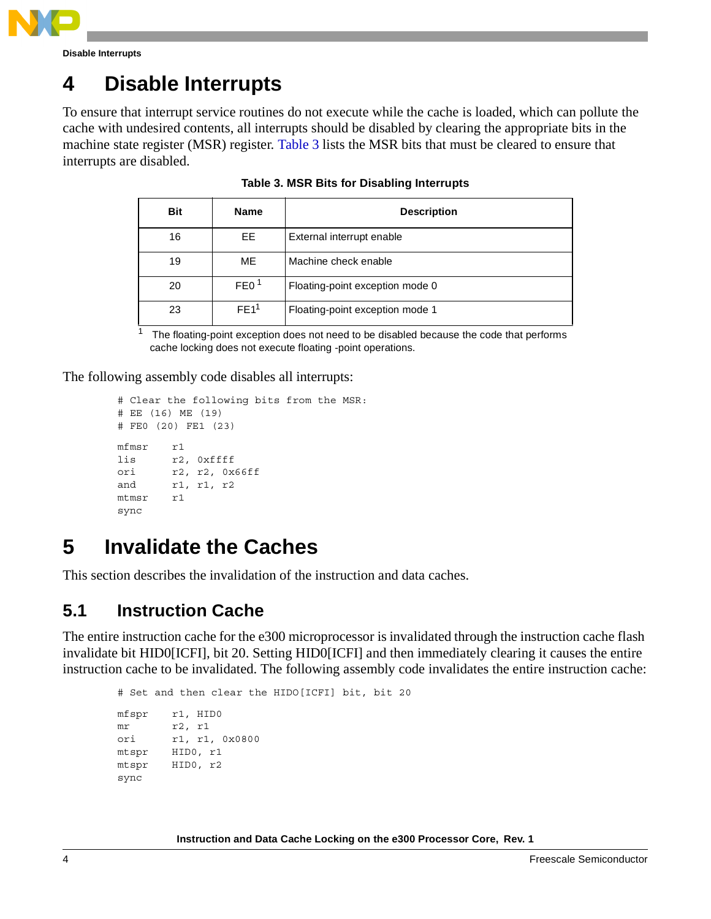# 4 Disable Interrupts

To ensure that interrupt service routines do not execute while the cache is loaded, which can pollute the cache with undesired contents, all interrupts should be disabled by clearing the appropriate bits in the machine state register (MSR) register. Table 3 lists the MSR bits that must be cleared to ensure that interrupts are disabled.

**Table 3. MSR Bits for Disabling Interrupts**

| Bit | Name | Description |
|---|---|---|
| 16 | EE | External interrupt enable |
| 19 | ME | Machine check enable |
| 20 | FE0 [1] | Floating-point exception mode 0 |
| 23 | FE1[1] | Floating-point exception mode 1 |

[1] The floating-point exception does not need to be disabled because the code that performs cache locking does not execute floating -point operations.

The following assembly code disables all interrupts:

```
# Clear the following bits from the MSR:
# EE (16) ME (19)
# FE0 (20) FE1 (23)

mfmsr    r1
lis      r2, 0xffff
ori      r2, r2, 0x66ff
and      r1, r1, r2
mtmsr    r1
sync
```

# 5 Invalidate the Caches

This section describes the invalidation of the instruction and data caches.

## 5.1 Instruction Cache

The entire instruction cache for the e300 microprocessor is invalidated through the instruction cache flash invalidate bit HID0[ICFI], bit 20. Setting HID0[ICFI] and then immediately clearing it causes the entire instruction cache to be invalidated. The following assembly code invalidates the entire instruction cache:

```
# Set and then clear the HIDO[ICFI] bit, bit 20

mfspr    r1, HID0
mr       r2, r1
ori      r1, r1, 0x0800
mtspr    HID0, r1
mtspr    HID0, r2
sync
```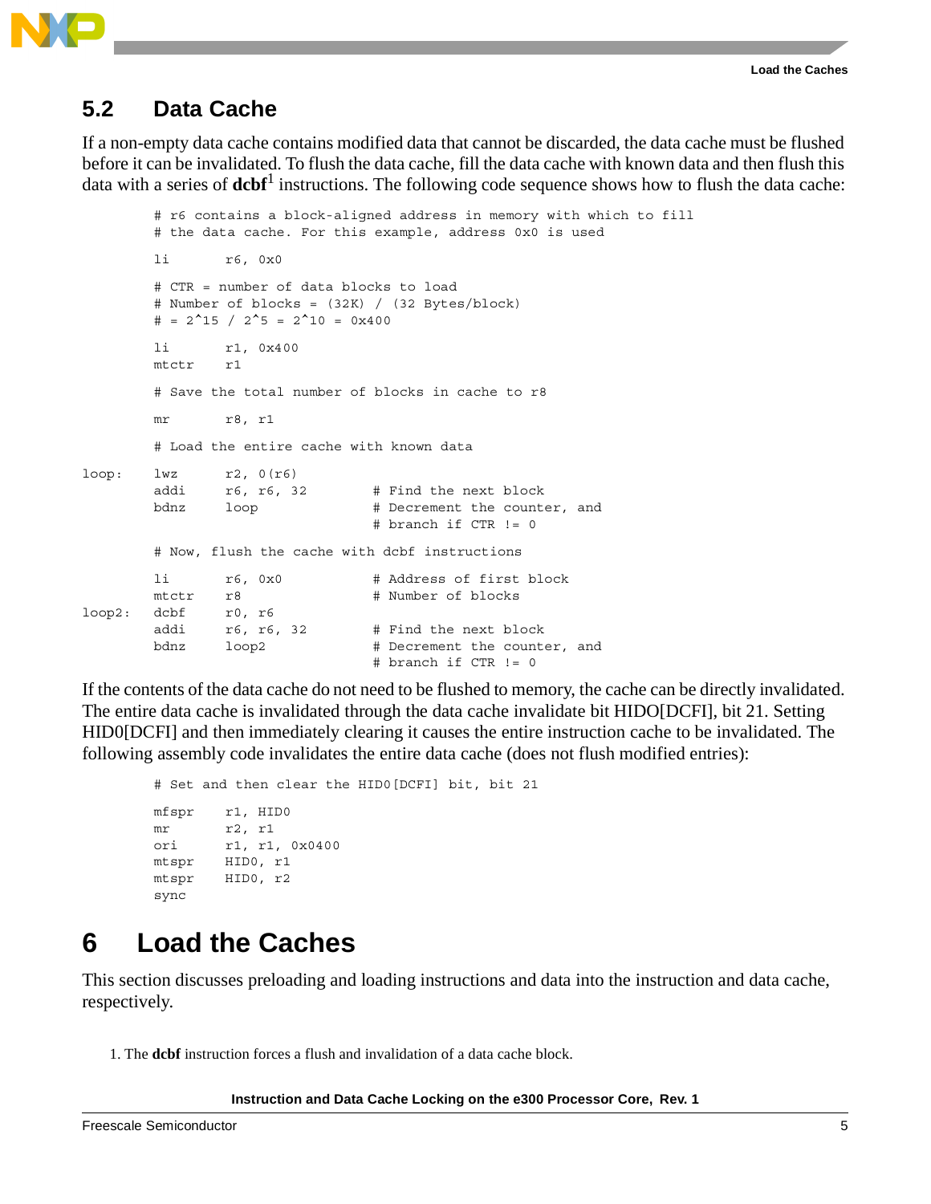## 5.2 Data Cache

If a non-empty data cache contains modified data that cannot be discarded, the data cache must be flushed before it can be invalidated. To flush the data cache, fill the data cache with known data and then flush this data with a series of **dcbf**[1] instructions. The following code sequence shows how to flush the data cache:

```
        # r6 contains a block-aligned address in memory with which to fill
        # the data cache. For this example, address 0x0 is used

        li       r6, 0x0

        # CTR = number of data blocks to load
        # Number of blocks = (32K) / (32 Bytes/block)
        # = 2^15 / 2^5 = 2^10 = 0x400

        li       r1, 0x400
        mtctr    r1

        # Save the total number of blocks in cache to r8

        mr       r8, r1

        # Load the entire cache with known data

loop:   lwz      r2, 0(r6)
        addi     r6, r6, 32         # Find the next block
        bdnz     loop               # Decrement the counter, and
                                    # branch if CTR != 0

        # Now, flush the cache with dcbf instructions

        li       r6, 0x0            # Address of first block
        mtctr    r8                 # Number of blocks
loop2:  dcbf     r0, r6
        addi     r6, r6, 32         # Find the next block
        bdnz     loop2              # Decrement the counter, and
                                    # branch if CTR != 0
```

If the contents of the data cache do not need to be flushed to memory, the cache can be directly invalidated. The entire data cache is invalidated through the data cache invalidate bit HIDO[DCFI], bit 21. Setting HID0[DCFI] and then immediately clearing it causes the entire instruction cache to be invalidated. The following assembly code invalidates the entire data cache (does not flush modified entries):

```
        # Set and then clear the HID0[DCFI] bit, bit 21

        mfspr    r1, HID0
        mr       r2, r1
        ori      r1, r1, 0x0400
        mtspr    HID0, r1
        mtspr    HID0, r2
        sync
```

# 6 Load the Caches

This section discusses preloading and loading instructions and data into the instruction and data cache, respectively.

1. The **dcbf** instruction forces a flush and invalidation of a data cache block.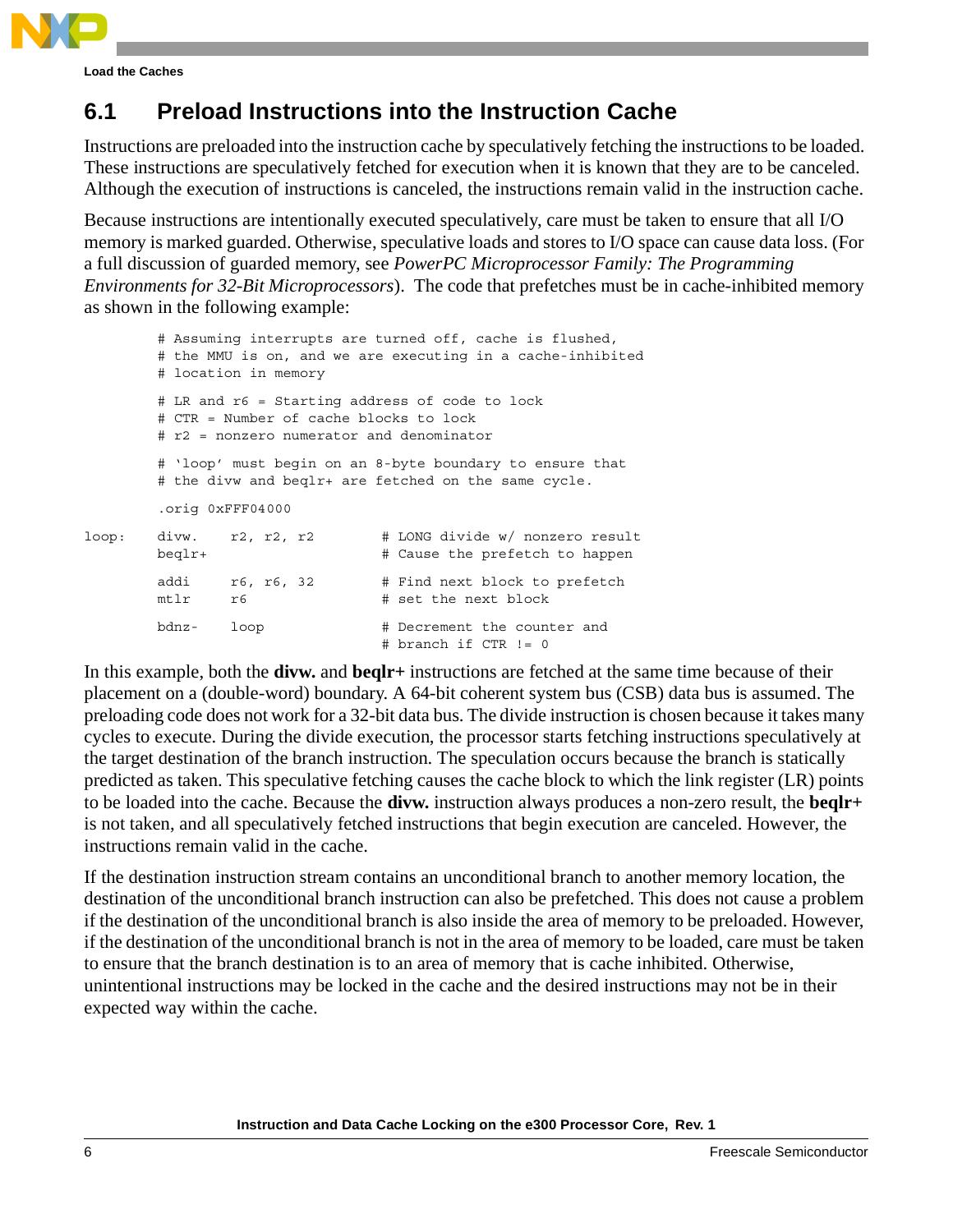## 6.1 Preload Instructions into the Instruction Cache

Instructions are preloaded into the instruction cache by speculatively fetching the instructions to be loaded. These instructions are speculatively fetched for execution when it is known that they are to be canceled. Although the execution of instructions is canceled, the instructions remain valid in the instruction cache.

Because instructions are intentionally executed speculatively, care must be taken to ensure that all I/O memory is marked guarded. Otherwise, speculative loads and stores to I/O space can cause data loss. (For a full discussion of guarded memory, see *PowerPC Microprocessor Family: The Programming Environments for 32-Bit Microprocessors*). The code that prefetches must be in cache-inhibited memory as shown in the following example:

```
        # Assuming interrupts are turned off, cache is flushed,
        # the MMU is on, and we are executing in a cache-inhibited
        # location in memory

        # LR and r6 = Starting address of code to lock
        # CTR = Number of cache blocks to lock
        # r2 = nonzero numerator and denominator

        # 'loop' must begin on an 8-byte boundary to ensure that
        # the divw and beqlr+ are fetched on the same cycle.

        .orig 0xFFF04000

loop:   divw.   r2, r2, r2          # LONG divide w/ nonzero result
        beqlr+                      # Cause the prefetch to happen

        addi    r6, r6, 32          # Find next block to prefetch
        mtlr    r6                  # set the next block

        bdnz-   loop                # Decrement the counter and
                                    # branch if CTR != 0
```

In this example, both the **divw.** and **beqlr+** instructions are fetched at the same time because of their placement on a (double-word) boundary. A 64-bit coherent system bus (CSB) data bus is assumed. The preloading code does not work for a 32-bit data bus. The divide instruction is chosen because it takes many cycles to execute. During the divide execution, the processor starts fetching instructions speculatively at the target destination of the branch instruction. The speculation occurs because the branch is statically predicted as taken. This speculative fetching causes the cache block to which the link register (LR) points to be loaded into the cache. Because the **divw.** instruction always produces a non-zero result, the **beqlr+** is not taken, and all speculatively fetched instructions that begin execution are canceled. However, the instructions remain valid in the cache.

If the destination instruction stream contains an unconditional branch to another memory location, the destination of the unconditional branch instruction can also be prefetched. This does not cause a problem if the destination of the unconditional branch is also inside the area of memory to be preloaded. However, if the destination of the unconditional branch is not in the area of memory to be loaded, care must be taken to ensure that the branch destination is to an area of memory that is cache inhibited. Otherwise, unintentional instructions may be locked in the cache and the desired instructions may not be in their expected way within the cache.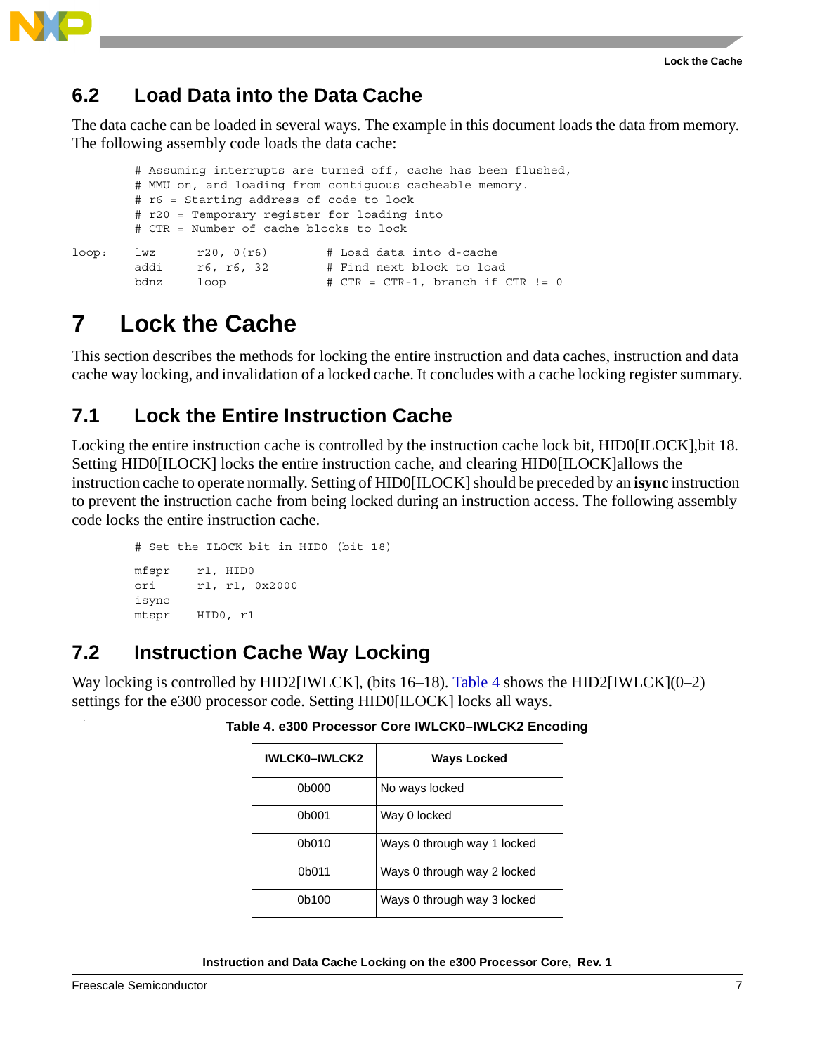## 6.2 Load Data into the Data Cache

The data cache can be loaded in several ways. The example in this document loads the data from memory. The following assembly code loads the data cache:

```
        # Assuming interrupts are turned off, cache has been flushed,
        # MMU on, and loading from contiguous cacheable memory.
        # r6 = Starting address of code to lock
        # r20 = Temporary register for loading into
        # CTR = Number of cache blocks to lock

loop:   lwz     r20, 0(r6)        # Load data into d-cache
        addi    r6, r6, 32        # Find next block to load
        bdnz    loop              # CTR = CTR-1, branch if CTR != 0
```

# 7 Lock the Cache

This section describes the methods for locking the entire instruction and data caches, instruction and data cache way locking, and invalidation of a locked cache. It concludes with a cache locking register summary.

## 7.1 Lock the Entire Instruction Cache

Locking the entire instruction cache is controlled by the instruction cache lock bit, HID0[ILOCK],bit 18. Setting HID0[ILOCK] locks the entire instruction cache, and clearing HID0[ILOCK]allows the instruction cache to operate normally. Setting of HID0[ILOCK] should be preceded by an **isync** instruction to prevent the instruction cache from being locked during an instruction access. The following assembly code locks the entire instruction cache.

```
        # Set the ILOCK bit in HID0 (bit 18)

        mfspr   r1, HID0
        ori     r1, r1, 0x2000
        isync
        mtspr   HID0, r1
```

## 7.2 Instruction Cache Way Locking

Way locking is controlled by HID2[IWLCK], (bits 16–18). Table 4 shows the HID2[IWLCK](0–2) settings for the e300 processor code. Setting HID0[ILOCK] locks all ways.

**Table 4. e300 Processor Core IWLCK0–IWLCK2 Encoding**

| IWLCK0–IWLCK2 | Ways Locked |
|---|---|
| 0b000 | No ways locked |
| 0b001 | Way 0 locked |
| 0b010 | Ways 0 through way 1 locked |
| 0b011 | Ways 0 through way 2 locked |
| 0b100 | Ways 0 through way 3 locked |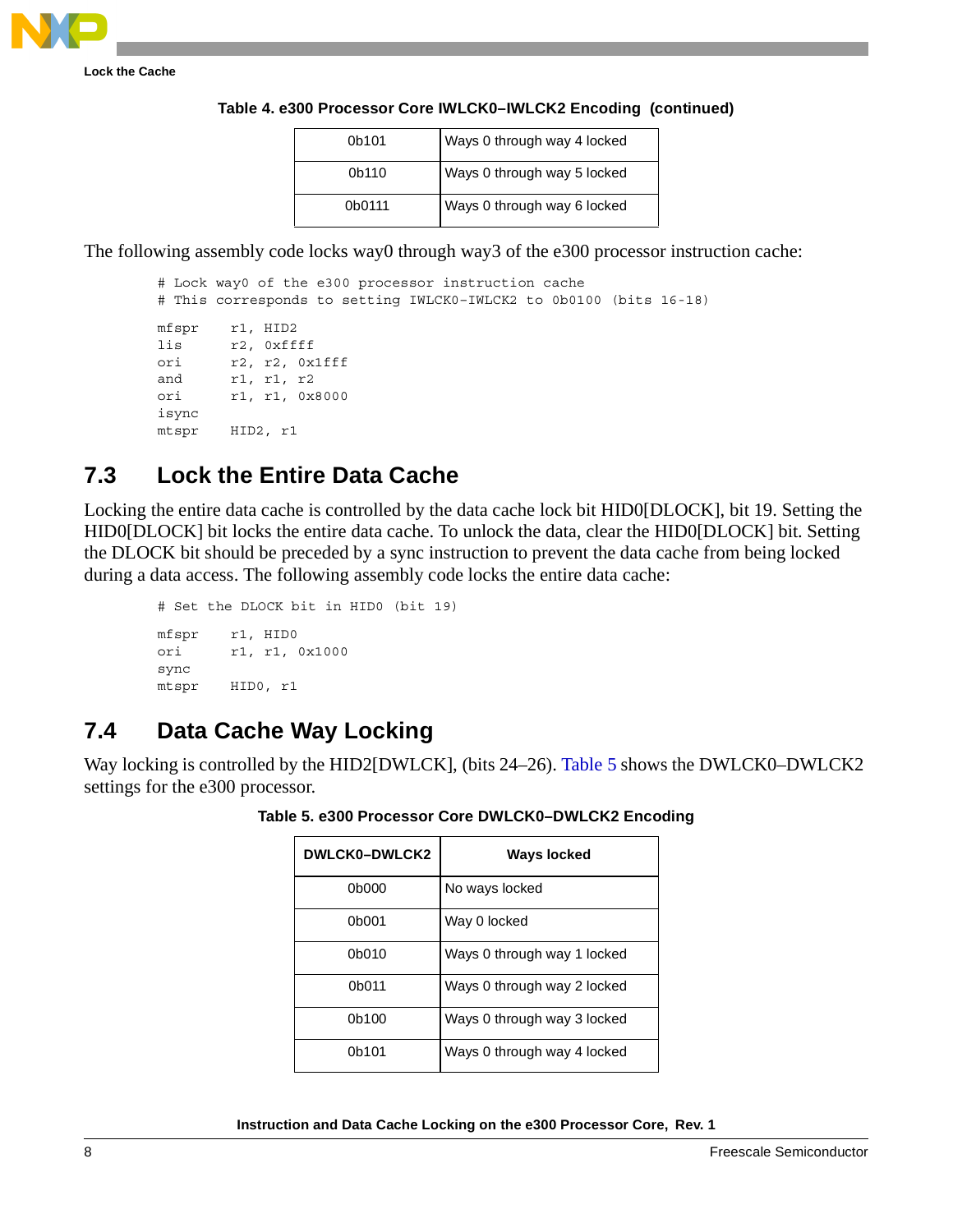**Table 4. e300 Processor Core IWLCK0–IWLCK2 Encoding (continued)**

| | |
|---|---|
| 0b101 | Ways 0 through way 4 locked |
| 0b110 | Ways 0 through way 5 locked |
| 0b0111 | Ways 0 through way 6 locked |

The following assembly code locks way0 through way3 of the e300 processor instruction cache:

```
# Lock way0 of the e300 processor instruction cache
# This corresponds to setting IWLCK0-IWLCK2 to 0b0100 (bits 16-18)

mfspr    r1, HID2
lis      r2, 0xffff
ori      r2, r2, 0x1fff
and      r1, r1, r2
ori      r1, r1, 0x8000
isync
mtspr    HID2, r1
```

## 7.3 Lock the Entire Data Cache

Locking the entire data cache is controlled by the data cache lock bit HID0[DLOCK], bit 19. Setting the HID0[DLOCK] bit locks the entire data cache. To unlock the data, clear the HID0[DLOCK] bit. Setting the DLOCK bit should be preceded by a sync instruction to prevent the data cache from being locked during a data access. The following assembly code locks the entire data cache:

```
# Set the DLOCK bit in HID0 (bit 19)

mfspr    r1, HID0
ori      r1, r1, 0x1000
sync
mtspr    HID0, r1
```

## 7.4 Data Cache Way Locking

Way locking is controlled by the HID2[DWLCK], (bits 24–26). Table 5 shows the DWLCK0–DWLCK2 settings for the e300 processor.

**Table 5. e300 Processor Core DWLCK0–DWLCK2 Encoding**

| DWLCK0–DWLCK2 | Ways locked |
|---|---|
| 0b000 | No ways locked |
| 0b001 | Way 0 locked |
| 0b010 | Ways 0 through way 1 locked |
| 0b011 | Ways 0 through way 2 locked |
| 0b100 | Ways 0 through way 3 locked |
| 0b101 | Ways 0 through way 4 locked |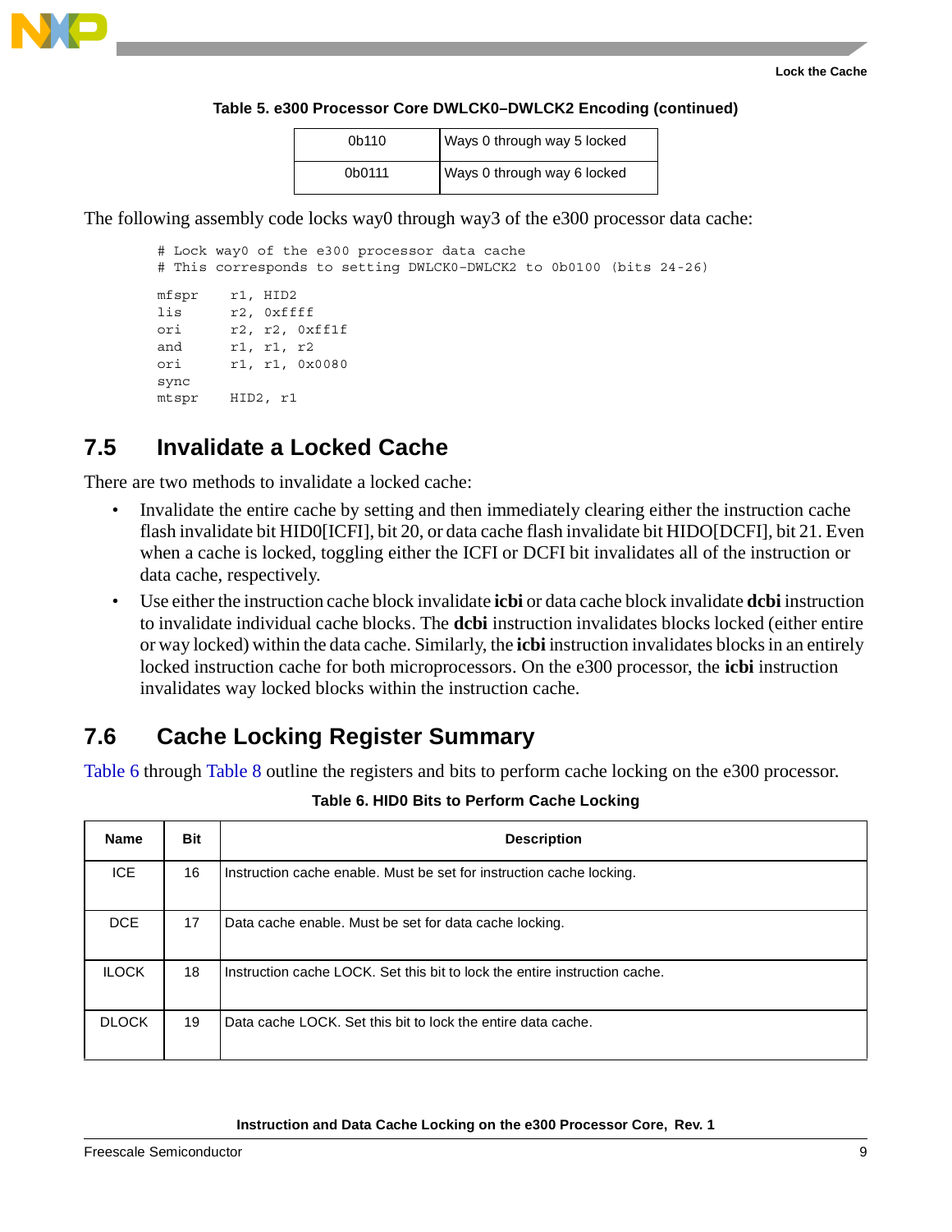**Table 5. e300 Processor Core DWLCK0–DWLCK2 Encoding (continued)**

| | |
|---|---|
| 0b110 | Ways 0 through way 5 locked |
| 0b0111 | Ways 0 through way 6 locked |

The following assembly code locks way0 through way3 of the e300 processor data cache:

```
# Lock way0 of the e300 processor data cache
# This corresponds to setting DWLCK0-DWLCK2 to 0b0100 (bits 24-26)

mfspr    r1, HID2
lis      r2, 0xffff
ori      r2, r2, 0xff1f
and      r1, r1, r2
ori      r1, r1, 0x0080
sync
mtspr    HID2, r1
```

## 7.5 Invalidate a Locked Cache

There are two methods to invalidate a locked cache:

- Invalidate the entire cache by setting and then immediately clearing either the instruction cache flash invalidate bit HID0[ICFI], bit 20, or data cache flash invalidate bit HIDO[DCFI], bit 21. Even when a cache is locked, toggling either the ICFI or DCFI bit invalidates all of the instruction or data cache, respectively.
- Use either the instruction cache block invalidate **icbi** or data cache block invalidate **dcbi** instruction to invalidate individual cache blocks. The **dcbi** instruction invalidates blocks locked (either entire or way locked) within the data cache. Similarly, the **icbi** instruction invalidates blocks in an entirely locked instruction cache for both microprocessors. On the e300 processor, the **icbi** instruction invalidates way locked blocks within the instruction cache.

## 7.6 Cache Locking Register Summary

Table 6 through Table 8 outline the registers and bits to perform cache locking on the e300 processor.

**Table 6. HID0 Bits to Perform Cache Locking**

| Name | Bit | Description |
|---|---|---|
| ICE | 16 | Instruction cache enable. Must be set for instruction cache locking. |
| DCE | 17 | Data cache enable. Must be set for data cache locking. |
| ILOCK | 18 | Instruction cache LOCK. Set this bit to lock the entire instruction cache. |
| DLOCK | 19 | Data cache LOCK. Set this bit to lock the entire data cache. |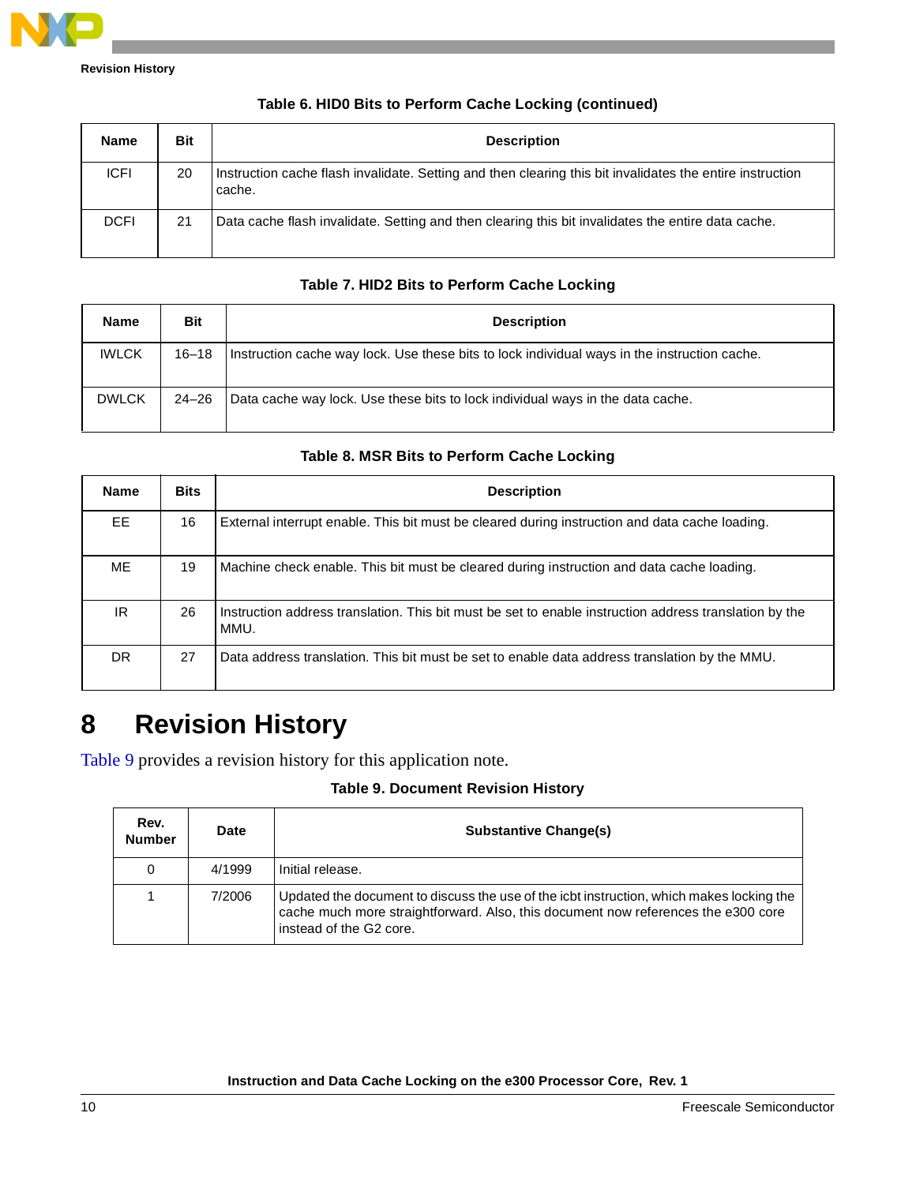Table 6. HID0 Bits to Perform Cache Locking (continued)

| Name | Bit | Description |
| --- | --- | --- |
| ICFI | 20 | Instruction cache flash invalidate. Setting and then clearing this bit invalidates the entire instruction cache. |
| DCFI | 21 | Data cache flash invalidate. Setting and then clearing this bit invalidates the entire data cache. |

Table 7. HID2 Bits to Perform Cache Locking

| Name | Bit | Description |
| --- | --- | --- |
| IWLCK | 16–18 | Instruction cache way lock. Use these bits to lock individual ways in the instruction cache. |
| DWLCK | 24–26 | Data cache way lock. Use these bits to lock individual ways in the data cache. |

Table 8. MSR Bits to Perform Cache Locking

| Name | Bits | Description |
| --- | --- | --- |
| EE | 16 | External interrupt enable. This bit must be cleared during instruction and data cache loading. |
| ME | 19 | Machine check enable. This bit must be cleared during instruction and data cache loading. |
| IR | 26 | Instruction address translation. This bit must be set to enable instruction address translation by the MMU. |
| DR | 27 | Data address translation. This bit must be set to enable data address translation by the MMU. |

# 8 Revision History

Table 9 provides a revision history for this application note.

Table 9. Document Revision History

| Rev. Number | Date | Substantive Change(s) |
| --- | --- | --- |
| 0 | 4/1999 | Initial release. |
| 1 | 7/2006 | Updated the document to discuss the use of the icbt instruction, which makes locking the cache much more straightforward. Also, this document now references the e300 core instead of the G2 core. |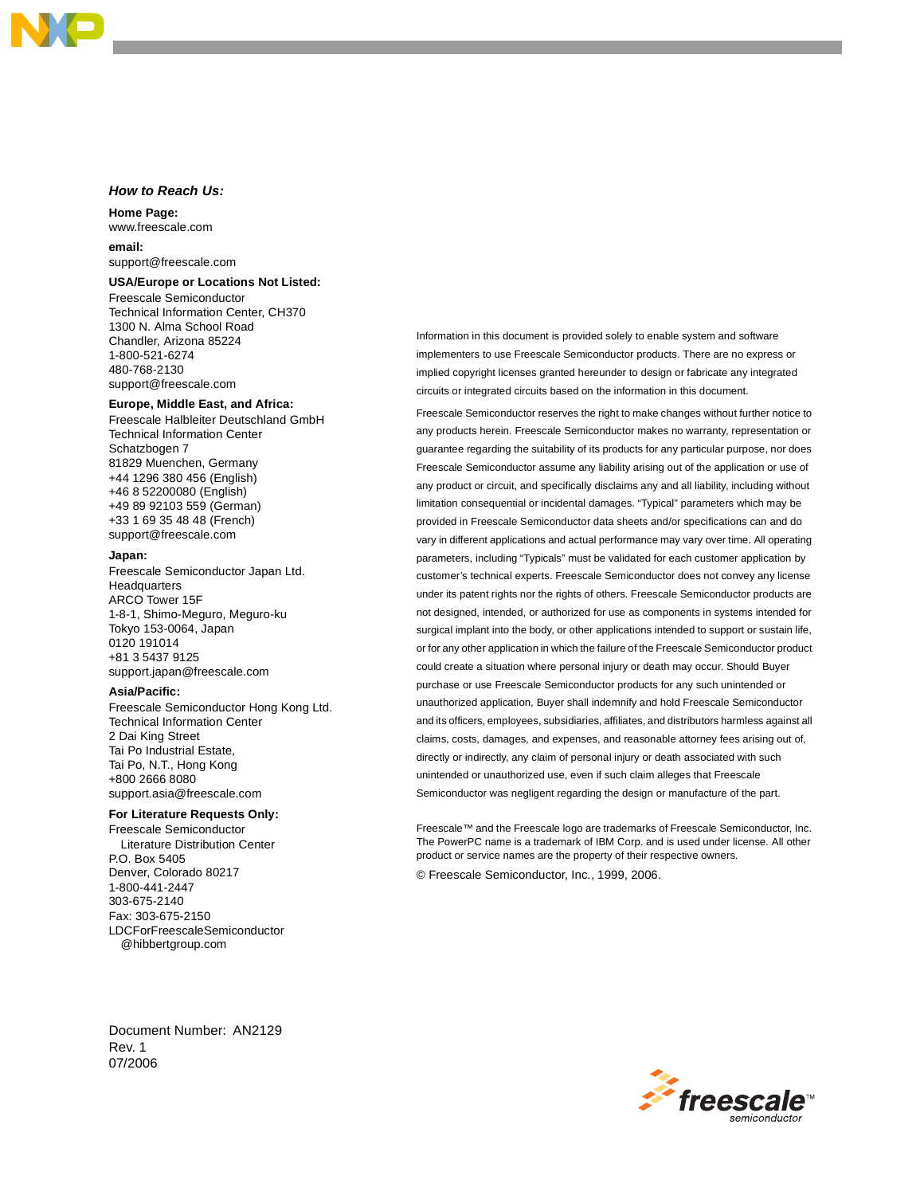***How to Reach Us:***

**Home Page:**
www.freescale.com

**email:**
support@freescale.com

**USA/Europe or Locations Not Listed:**
Freescale Semiconductor
Technical Information Center, CH370
1300 N. Alma School Road
Chandler, Arizona 85224
1-800-521-6274
480-768-2130
support@freescale.com

**Europe, Middle East, and Africa:**
Freescale Halbleiter Deutschland GmbH
Technical Information Center
Schatzbogen 7
81829 Muenchen, Germany
+44 1296 380 456 (English)
+46 8 52200080 (English)
+49 89 92103 559 (German)
+33 1 69 35 48 48 (French)
support@freescale.com

**Japan:**
Freescale Semiconductor Japan Ltd.
Headquarters
ARCO Tower 15F
1-8-1, Shimo-Meguro, Meguro-ku
Tokyo 153-0064, Japan
0120 191014
+81 3 5437 9125
support.japan@freescale.com

**Asia/Pacific:**
Freescale Semiconductor Hong Kong Ltd.
Technical Information Center
2 Dai King Street
Tai Po Industrial Estate,
Tai Po, N.T., Hong Kong
+800 2666 8080
support.asia@freescale.com

**For Literature Requests Only:**
Freescale Semiconductor
Literature Distribution Center
P.O. Box 5405
Denver, Colorado 80217
1-800-441-2447
303-675-2140
Fax: 303-675-2150
LDCForFreescaleSemiconductor
@hibbertgroup.com

Information in this document is provided solely to enable system and software implementers to use Freescale Semiconductor products. There are no express or implied copyright licenses granted hereunder to design or fabricate any integrated circuits or integrated circuits based on the information in this document.

Freescale Semiconductor reserves the right to make changes without further notice to any products herein. Freescale Semiconductor makes no warranty, representation or guarantee regarding the suitability of its products for any particular purpose, nor does Freescale Semiconductor assume any liability arising out of the application or use of any product or circuit, and specifically disclaims any and all liability, including without limitation consequential or incidental damages. "Typical" parameters which may be provided in Freescale Semiconductor data sheets and/or specifications can and do vary in different applications and actual performance may vary over time. All operating parameters, including "Typicals" must be validated for each customer application by customer's technical experts. Freescale Semiconductor does not convey any license under its patent rights nor the rights of others. Freescale Semiconductor products are not designed, intended, or authorized for use as components in systems intended for surgical implant into the body, or other applications intended to support or sustain life, or for any other application in which the failure of the Freescale Semiconductor product could create a situation where personal injury or death may occur. Should Buyer purchase or use Freescale Semiconductor products for any such unintended or unauthorized application, Buyer shall indemnify and hold Freescale Semiconductor and its officers, employees, subsidiaries, affiliates, and distributors harmless against all claims, costs, damages, and expenses, and reasonable attorney fees arising out of, directly or indirectly, any claim of personal injury or death associated with such unintended or unauthorized use, even if such claim alleges that Freescale Semiconductor was negligent regarding the design or manufacture of the part.

Freescale™ and the Freescale logo are trademarks of Freescale Semiconductor, Inc. The PowerPC name is a trademark of IBM Corp. and is used under license. All other product or service names are the property of their respective owners.

© Freescale Semiconductor, Inc., 1999, 2006.

Document Number: AN2129
Rev. 1
07/2006